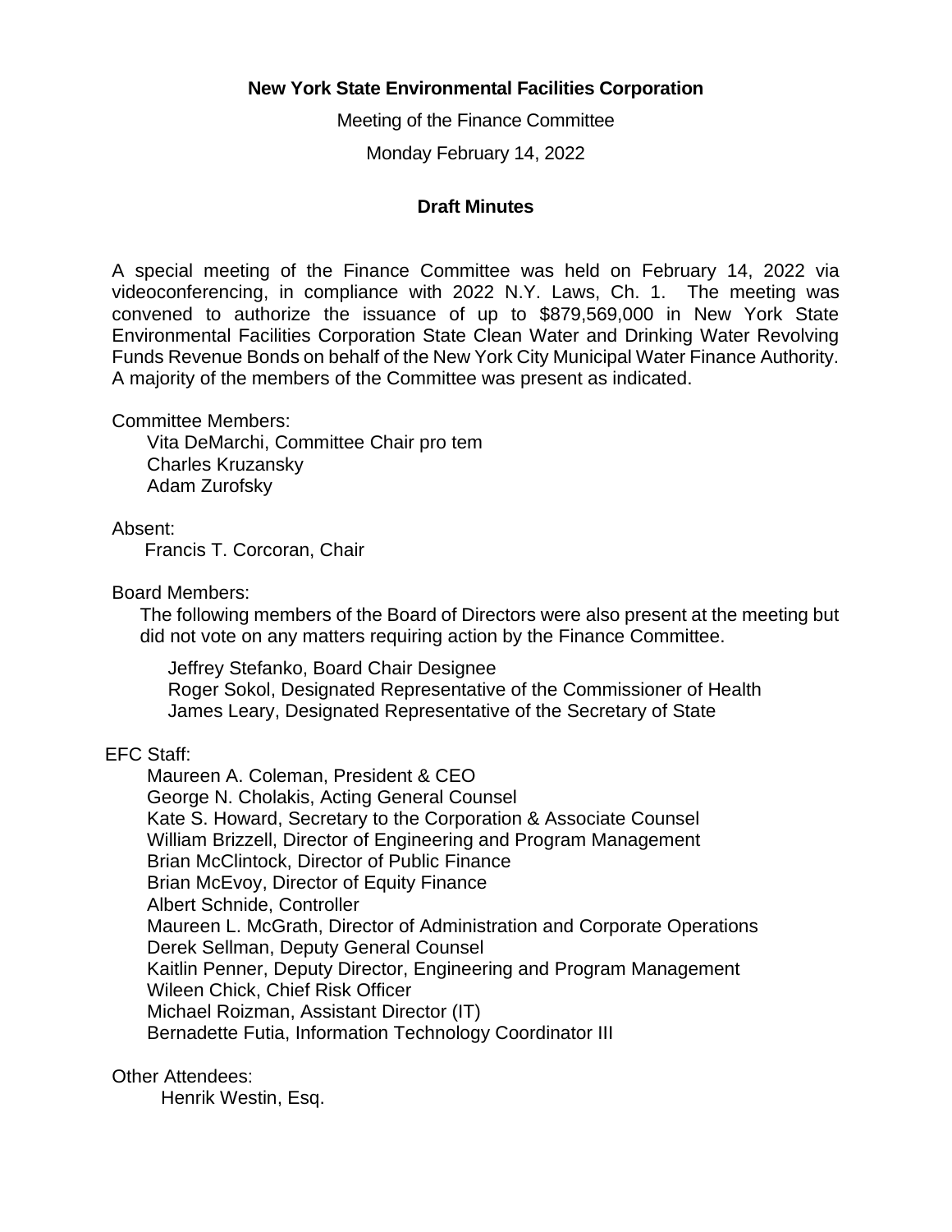**New York State Environmental Facilities Corporation**

Meeting of the Finance Committee

Monday February 14, 2022

**Draft Minutes**

A special meeting of the Finance Committee was held on February 14, 2022 via videoconferencing, in compliance with 2022 N.Y. Laws, Ch. 1. The meeting was convened to authorize the issuance of up to $879,569,000 in New York State Environmental Facilities Corporation State Clean Water and Drinking Water Revolving Funds Revenue Bonds on behalf of the New York City Municipal Water Finance Authority. A majority of the members of the Committee was present as indicated.

Committee Members:

Vita DeMarchi, Committee Chair pro tem
Charles Kruzansky
Adam Zurofsky

Absent:

Francis T. Corcoran, Chair

Board Members:

The following members of the Board of Directors were also present at the meeting but did not vote on any matters requiring action by the Finance Committee.

Jeffrey Stefanko, Board Chair Designee
Roger Sokol, Designated Representative of the Commissioner of Health
James Leary, Designated Representative of the Secretary of State

EFC Staff:

Maureen A. Coleman, President & CEO
George N. Cholakis, Acting General Counsel
Kate S. Howard, Secretary to the Corporation & Associate Counsel
William Brizzell, Director of Engineering and Program Management
Brian McClintock, Director of Public Finance
Brian McEvoy, Director of Equity Finance
Albert Schnide, Controller
Maureen L. McGrath, Director of Administration and Corporate Operations
Derek Sellman, Deputy General Counsel
Kaitlin Penner, Deputy Director, Engineering and Program Management
Wileen Chick, Chief Risk Officer
Michael Roizman, Assistant Director (IT)
Bernadette Futia, Information Technology Coordinator III

Other Attendees:

Henrik Westin, Esq.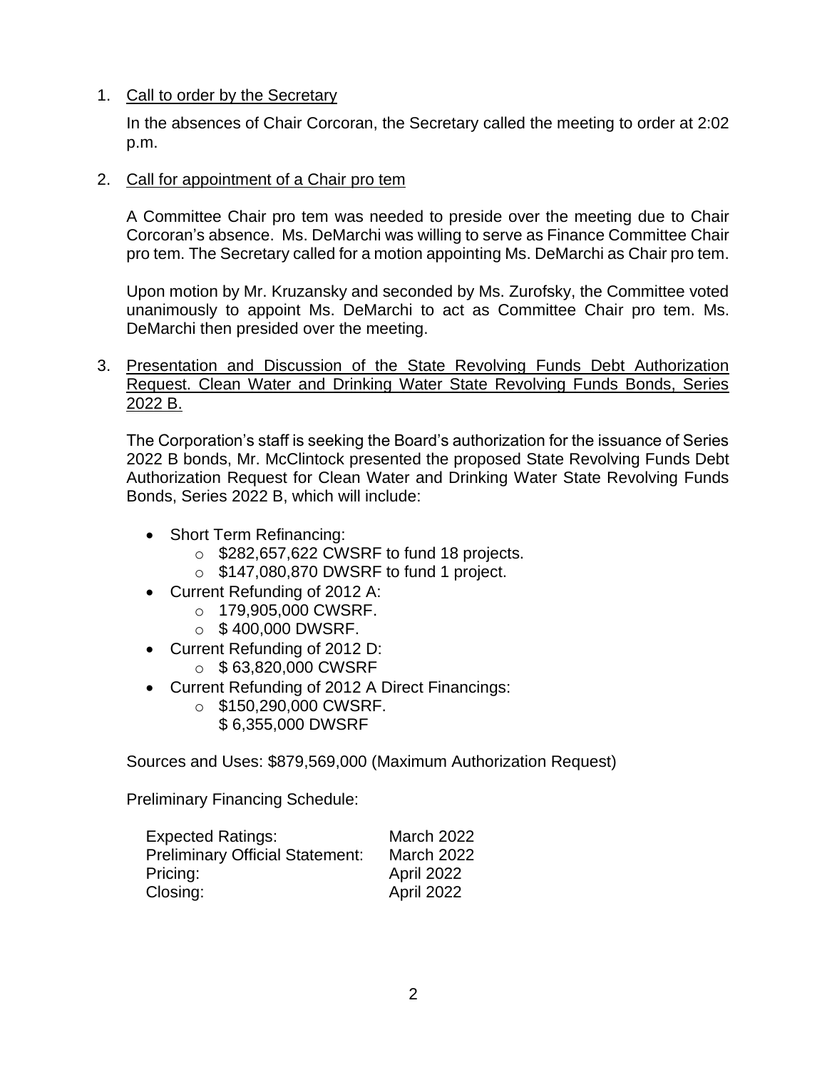1. Call to order by the Secretary

   In the absences of Chair Corcoran, the Secretary called the meeting to order at 2:02 p.m.

2. Call for appointment of a Chair pro tem

   A Committee Chair pro tem was needed to preside over the meeting due to Chair Corcoran's absence. Ms. DeMarchi was willing to serve as Finance Committee Chair pro tem. The Secretary called for a motion appointing Ms. DeMarchi as Chair pro tem.

   Upon motion by Mr. Kruzansky and seconded by Ms. Zurofsky, the Committee voted unanimously to appoint Ms. DeMarchi to act as Committee Chair pro tem. Ms. DeMarchi then presided over the meeting.

3. Presentation and Discussion of the State Revolving Funds Debt Authorization Request. Clean Water and Drinking Water State Revolving Funds Bonds, Series 2022 B.

   The Corporation's staff is seeking the Board's authorization for the issuance of Series 2022 B bonds, Mr. McClintock presented the proposed State Revolving Funds Debt Authorization Request for Clean Water and Drinking Water State Revolving Funds Bonds, Series 2022 B, which will include:

   - Short Term Refinancing:
     - $282,657,622 CWSRF to fund 18 projects.
     - $147,080,870 DWSRF to fund 1 project.
   - Current Refunding of 2012 A:
     - 179,905,000 CWSRF.
     - $ 400,000 DWSRF.
   - Current Refunding of 2012 D:
     - $ 63,820,000 CWSRF
   - Current Refunding of 2012 A Direct Financings:
     - $150,290,000 CWSRF.
       $ 6,355,000 DWSRF

   Sources and Uses: $879,569,000 (Maximum Authorization Request)

   Preliminary Financing Schedule:

   | | |
   |---|---|
   | Expected Ratings: | March 2022 |
   | Preliminary Official Statement: | March 2022 |
   | Pricing: | April 2022 |
   | Closing: | April 2022 |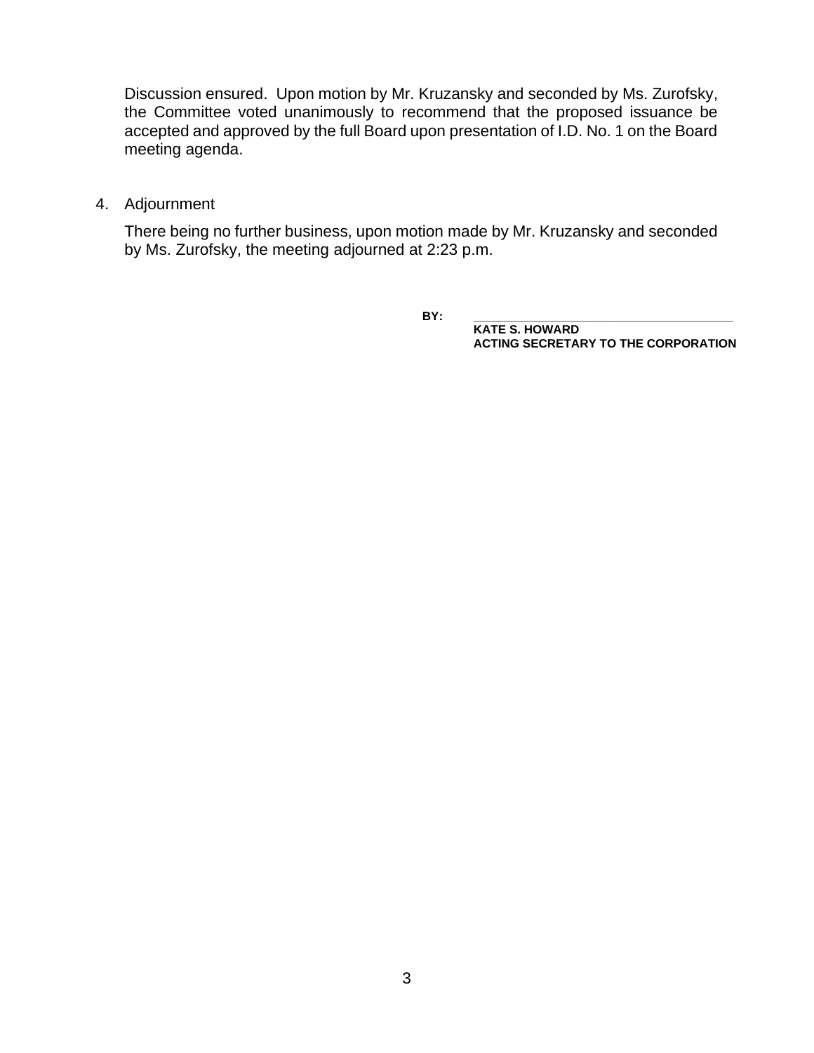Discussion ensured. Upon motion by Mr. Kruzansky and seconded by Ms. Zurofsky, the Committee voted unanimously to recommend that the proposed issuance be accepted and approved by the full Board upon presentation of I.D. No. 1 on the Board meeting agenda.

4. Adjournment

There being no further business, upon motion made by Mr. Kruzansky and seconded by Ms. Zurofsky, the meeting adjourned at 2:23 p.m.

**BY:** ______________________________________

**KATE S. HOWARD**
**ACTING SECRETARY TO THE CORPORATION**